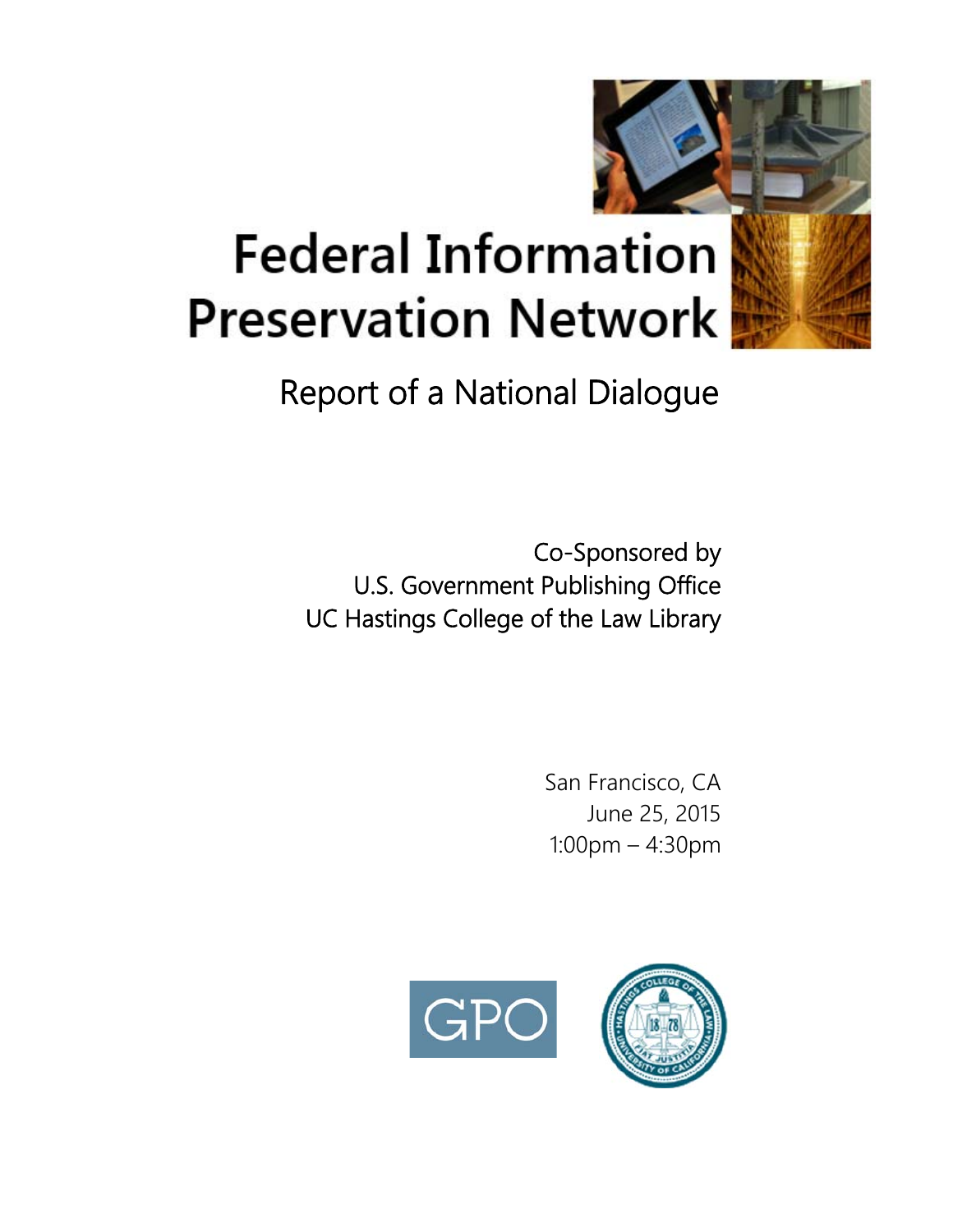# Federal Information Preservation Network

## Report of a National Dialogue

Co-Sponsored by
U.S. Government Publishing Office
UC Hastings College of the Law Library

San Francisco, CA
June 25, 2015
1:00pm – 4:30pm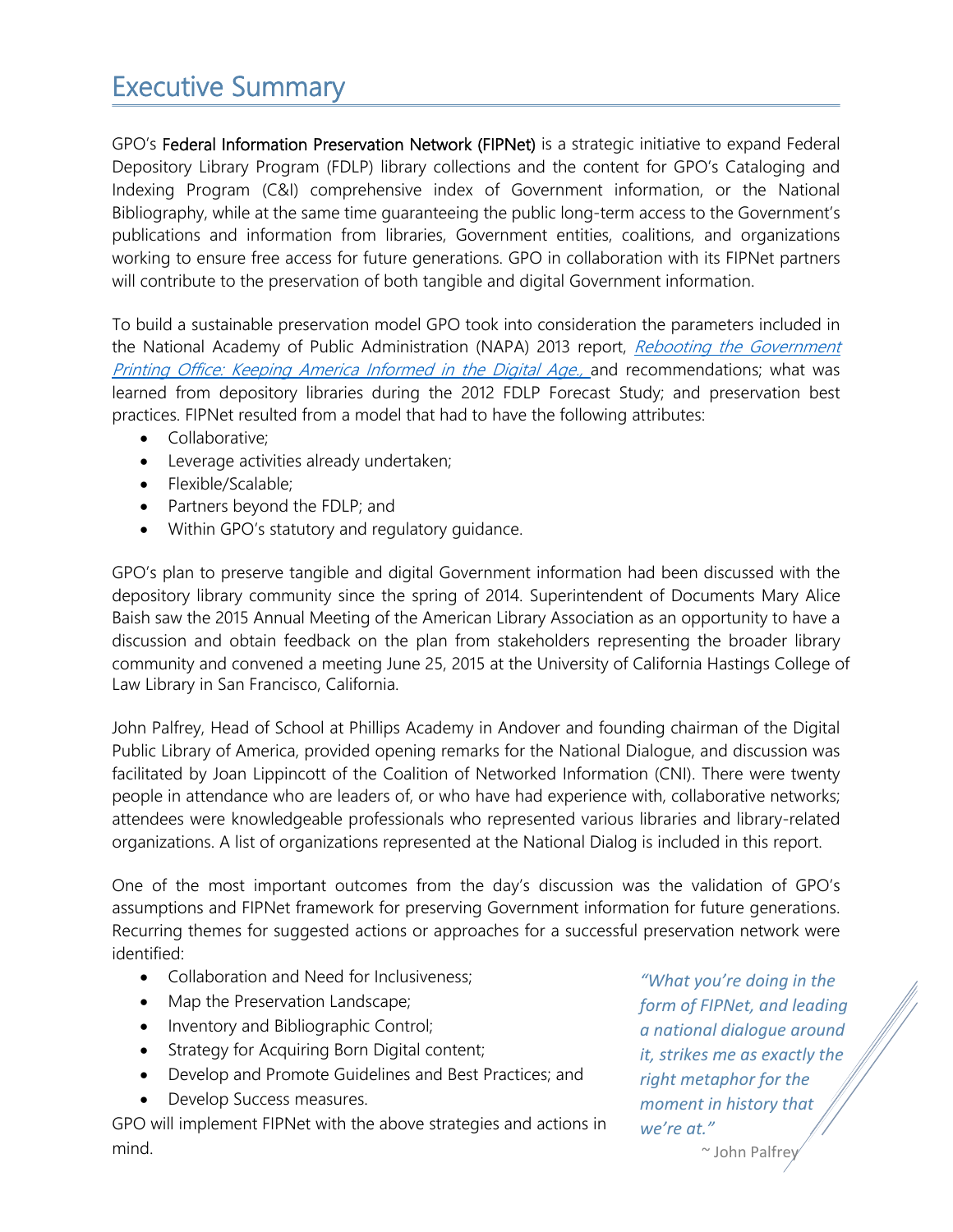# Executive Summary

GPO's **Federal Information Preservation Network (FIPNet)** is a strategic initiative to expand Federal Depository Library Program (FDLP) library collections and the content for GPO's Cataloging and Indexing Program (C&I) comprehensive index of Government information, or the National Bibliography, while at the same time guaranteeing the public long-term access to the Government's publications and information from libraries, Government entities, coalitions, and organizations working to ensure free access for future generations. GPO in collaboration with its FIPNet partners will contribute to the preservation of both tangible and digital Government information.

To build a sustainable preservation model GPO took into consideration the parameters included in the National Academy of Public Administration (NAPA) 2013 report, *Rebooting the Government Printing Office: Keeping America Informed in the Digital Age.,* and recommendations; what was learned from depository libraries during the 2012 FDLP Forecast Study; and preservation best practices. FIPNet resulted from a model that had to have the following attributes:

- Collaborative;
- Leverage activities already undertaken;
- Flexible/Scalable;
- Partners beyond the FDLP; and
- Within GPO's statutory and regulatory guidance.

GPO's plan to preserve tangible and digital Government information had been discussed with the depository library community since the spring of 2014. Superintendent of Documents Mary Alice Baish saw the 2015 Annual Meeting of the American Library Association as an opportunity to have a discussion and obtain feedback on the plan from stakeholders representing the broader library community and convened a meeting June 25, 2015 at the University of California Hastings College of Law Library in San Francisco, California.

John Palfrey, Head of School at Phillips Academy in Andover and founding chairman of the Digital Public Library of America, provided opening remarks for the National Dialogue, and discussion was facilitated by Joan Lippincott of the Coalition of Networked Information (CNI). There were twenty people in attendance who are leaders of, or who have had experience with, collaborative networks; attendees were knowledgeable professionals who represented various libraries and library-related organizations. A list of organizations represented at the National Dialog is included in this report.

One of the most important outcomes from the day's discussion was the validation of GPO's assumptions and FIPNet framework for preserving Government information for future generations. Recurring themes for suggested actions or approaches for a successful preservation network were identified:

- Collaboration and Need for Inclusiveness;
- Map the Preservation Landscape;
- Inventory and Bibliographic Control;
- Strategy for Acquiring Born Digital content;
- Develop and Promote Guidelines and Best Practices; and
- Develop Success measures.

GPO will implement FIPNet with the above strategies and actions in mind.

> *"What you're doing in the form of FIPNet, and leading a national dialogue around it, strikes me as exactly the right metaphor for the moment in history that we're at."*
>
> ~ John Palfrey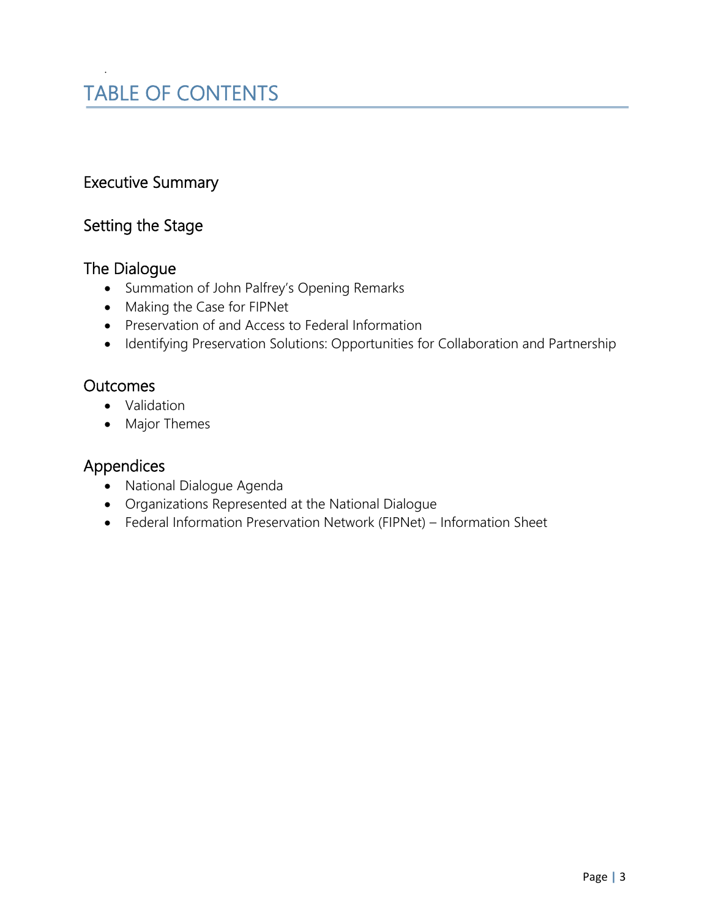# TABLE OF CONTENTS

## Executive Summary

## Setting the Stage

## The Dialogue

- Summation of John Palfrey's Opening Remarks
- Making the Case for FIPNet
- Preservation of and Access to Federal Information
- Identifying Preservation Solutions: Opportunities for Collaboration and Partnership

## Outcomes

- Validation
- Major Themes

## Appendices

- National Dialogue Agenda
- Organizations Represented at the National Dialogue
- Federal Information Preservation Network (FIPNet) – Information Sheet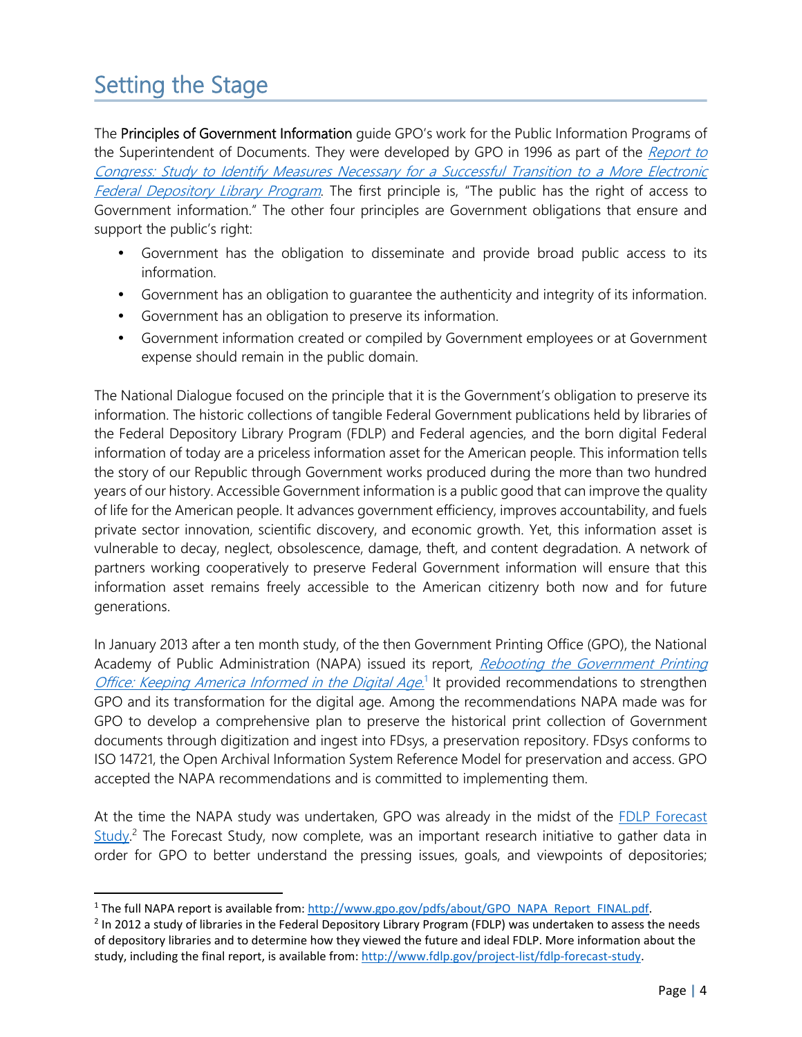# Setting the Stage

The **Principles of Government Information** guide GPO's work for the Public Information Programs of the Superintendent of Documents. They were developed by GPO in 1996 as part of the *Report to Congress: Study to Identify Measures Necessary for a Successful Transition to a More Electronic Federal Depository Library Program*. The first principle is, "The public has the right of access to Government information." The other four principles are Government obligations that ensure and support the public's right:

- Government has the obligation to disseminate and provide broad public access to its information.
- Government has an obligation to guarantee the authenticity and integrity of its information.
- Government has an obligation to preserve its information.
- Government information created or compiled by Government employees or at Government expense should remain in the public domain.

The National Dialogue focused on the principle that it is the Government's obligation to preserve its information. The historic collections of tangible Federal Government publications held by libraries of the Federal Depository Library Program (FDLP) and Federal agencies, and the born digital Federal information of today are a priceless information asset for the American people. This information tells the story of our Republic through Government works produced during the more than two hundred years of our history. Accessible Government information is a public good that can improve the quality of life for the American people. It advances government efficiency, improves accountability, and fuels private sector innovation, scientific discovery, and economic growth. Yet, this information asset is vulnerable to decay, neglect, obsolescence, damage, theft, and content degradation. A network of partners working cooperatively to preserve Federal Government information will ensure that this information asset remains freely accessible to the American citizenry both now and for future generations.

In January 2013 after a ten month study, of the then Government Printing Office (GPO), the National Academy of Public Administration (NAPA) issued its report, *Rebooting the Government Printing Office: Keeping America Informed in the Digital Age*.[1] It provided recommendations to strengthen GPO and its transformation for the digital age. Among the recommendations NAPA made was for GPO to develop a comprehensive plan to preserve the historical print collection of Government documents through digitization and ingest into FDsys, a preservation repository. FDsys conforms to ISO 14721, the Open Archival Information System Reference Model for preservation and access. GPO accepted the NAPA recommendations and is committed to implementing them.

At the time the NAPA study was undertaken, GPO was already in the midst of the FDLP Forecast Study.[2] The Forecast Study, now complete, was an important research initiative to gather data in order for GPO to better understand the pressing issues, goals, and viewpoints of depositories;

---

[1] The full NAPA report is available from: http://www.gpo.gov/pdfs/about/GPO_NAPA_Report_FINAL.pdf.

[2] In 2012 a study of libraries in the Federal Depository Library Program (FDLP) was undertaken to assess the needs of depository libraries and to determine how they viewed the future and ideal FDLP. More information about the study, including the final report, is available from: http://www.fdlp.gov/project-list/fdlp-forecast-study.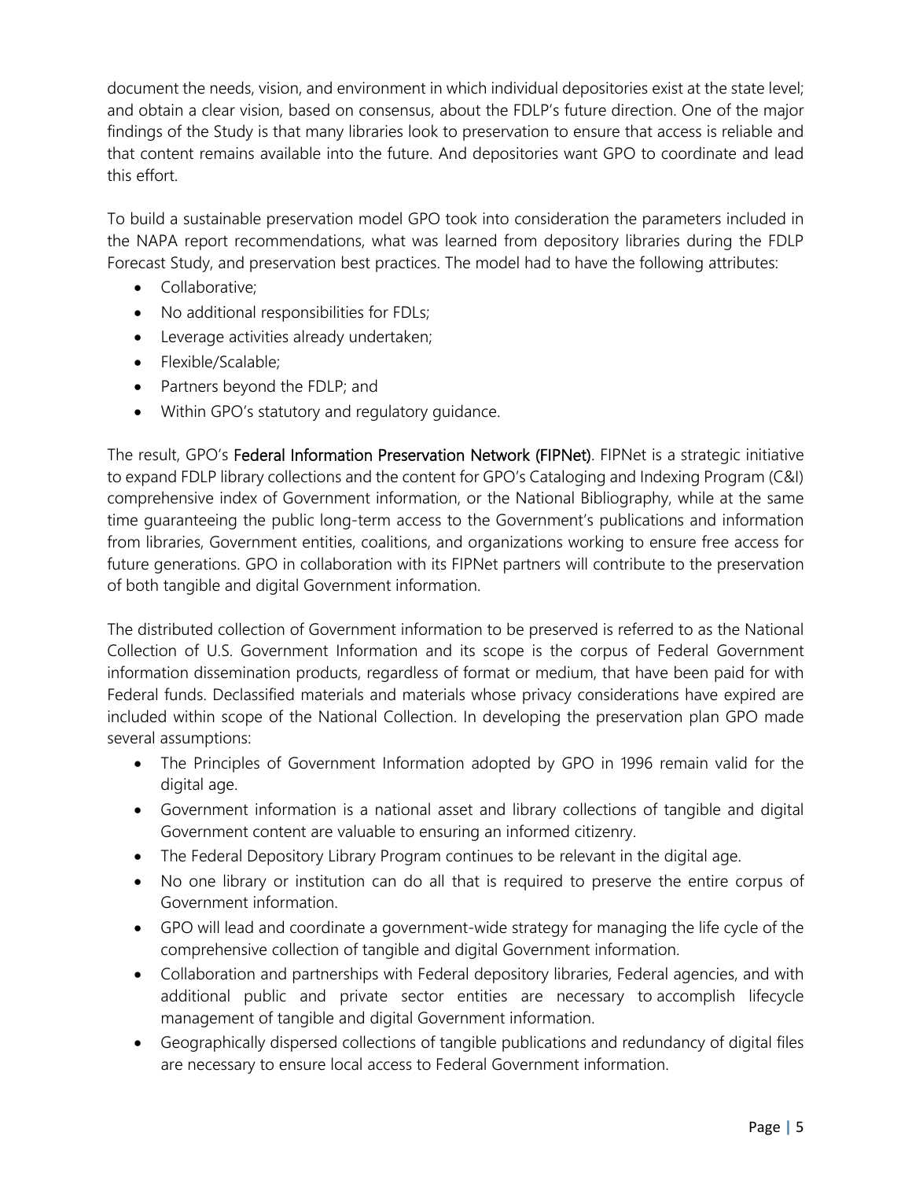document the needs, vision, and environment in which individual depositories exist at the state level; and obtain a clear vision, based on consensus, about the FDLP's future direction. One of the major findings of the Study is that many libraries look to preservation to ensure that access is reliable and that content remains available into the future. And depositories want GPO to coordinate and lead this effort.

To build a sustainable preservation model GPO took into consideration the parameters included in the NAPA report recommendations, what was learned from depository libraries during the FDLP Forecast Study, and preservation best practices. The model had to have the following attributes:

- Collaborative;
- No additional responsibilities for FDLs;
- Leverage activities already undertaken;
- Flexible/Scalable;
- Partners beyond the FDLP; and
- Within GPO's statutory and regulatory guidance.

The result, GPO's Federal Information Preservation Network (FIPNet). FIPNet is a strategic initiative to expand FDLP library collections and the content for GPO's Cataloging and Indexing Program (C&I) comprehensive index of Government information, or the National Bibliography, while at the same time guaranteeing the public long-term access to the Government's publications and information from libraries, Government entities, coalitions, and organizations working to ensure free access for future generations. GPO in collaboration with its FIPNet partners will contribute to the preservation of both tangible and digital Government information.

The distributed collection of Government information to be preserved is referred to as the National Collection of U.S. Government Information and its scope is the corpus of Federal Government information dissemination products, regardless of format or medium, that have been paid for with Federal funds. Declassified materials and materials whose privacy considerations have expired are included within scope of the National Collection. In developing the preservation plan GPO made several assumptions:

- The Principles of Government Information adopted by GPO in 1996 remain valid for the digital age.
- Government information is a national asset and library collections of tangible and digital Government content are valuable to ensuring an informed citizenry.
- The Federal Depository Library Program continues to be relevant in the digital age.
- No one library or institution can do all that is required to preserve the entire corpus of Government information.
- GPO will lead and coordinate a government-wide strategy for managing the life cycle of the comprehensive collection of tangible and digital Government information.
- Collaboration and partnerships with Federal depository libraries, Federal agencies, and with additional public and private sector entities are necessary to accomplish lifecycle management of tangible and digital Government information.
- Geographically dispersed collections of tangible publications and redundancy of digital files are necessary to ensure local access to Federal Government information.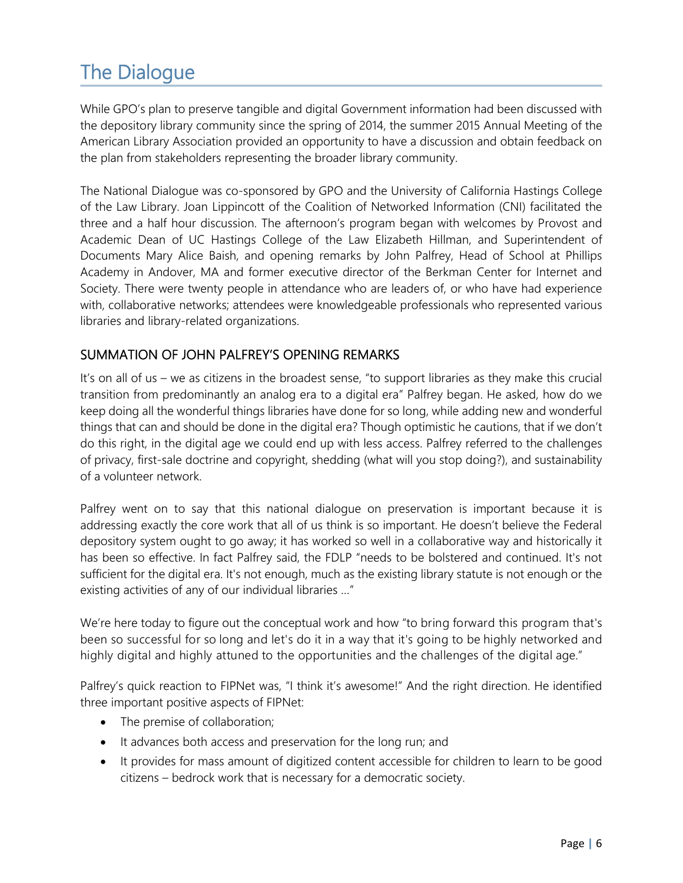# The Dialogue

While GPO's plan to preserve tangible and digital Government information had been discussed with the depository library community since the spring of 2014, the summer 2015 Annual Meeting of the American Library Association provided an opportunity to have a discussion and obtain feedback on the plan from stakeholders representing the broader library community.

The National Dialogue was co-sponsored by GPO and the University of California Hastings College of the Law Library. Joan Lippincott of the Coalition of Networked Information (CNI) facilitated the three and a half hour discussion. The afternoon's program began with welcomes by Provost and Academic Dean of UC Hastings College of the Law Elizabeth Hillman, and Superintendent of Documents Mary Alice Baish, and opening remarks by John Palfrey, Head of School at Phillips Academy in Andover, MA and former executive director of the Berkman Center for Internet and Society. There were twenty people in attendance who are leaders of, or who have had experience with, collaborative networks; attendees were knowledgeable professionals who represented various libraries and library-related organizations.

## SUMMATION OF JOHN PALFREY'S OPENING REMARKS

It's on all of us – we as citizens in the broadest sense, "to support libraries as they make this crucial transition from predominantly an analog era to a digital era" Palfrey began. He asked, how do we keep doing all the wonderful things libraries have done for so long, while adding new and wonderful things that can and should be done in the digital era? Though optimistic he cautions, that if we don't do this right, in the digital age we could end up with less access. Palfrey referred to the challenges of privacy, first-sale doctrine and copyright, shedding (what will you stop doing?), and sustainability of a volunteer network.

Palfrey went on to say that this national dialogue on preservation is important because it is addressing exactly the core work that all of us think is so important. He doesn't believe the Federal depository system ought to go away; it has worked so well in a collaborative way and historically it has been so effective. In fact Palfrey said, the FDLP "needs to be bolstered and continued. It's not sufficient for the digital era. It's not enough, much as the existing library statute is not enough or the existing activities of any of our individual libraries ..."

We're here today to figure out the conceptual work and how "to bring forward this program that's been so successful for so long and let's do it in a way that it's going to be highly networked and highly digital and highly attuned to the opportunities and the challenges of the digital age."

Palfrey's quick reaction to FIPNet was, "I think it's awesome!" And the right direction. He identified three important positive aspects of FIPNet:

- The premise of collaboration;
- It advances both access and preservation for the long run; and
- It provides for mass amount of digitized content accessible for children to learn to be good citizens – bedrock work that is necessary for a democratic society.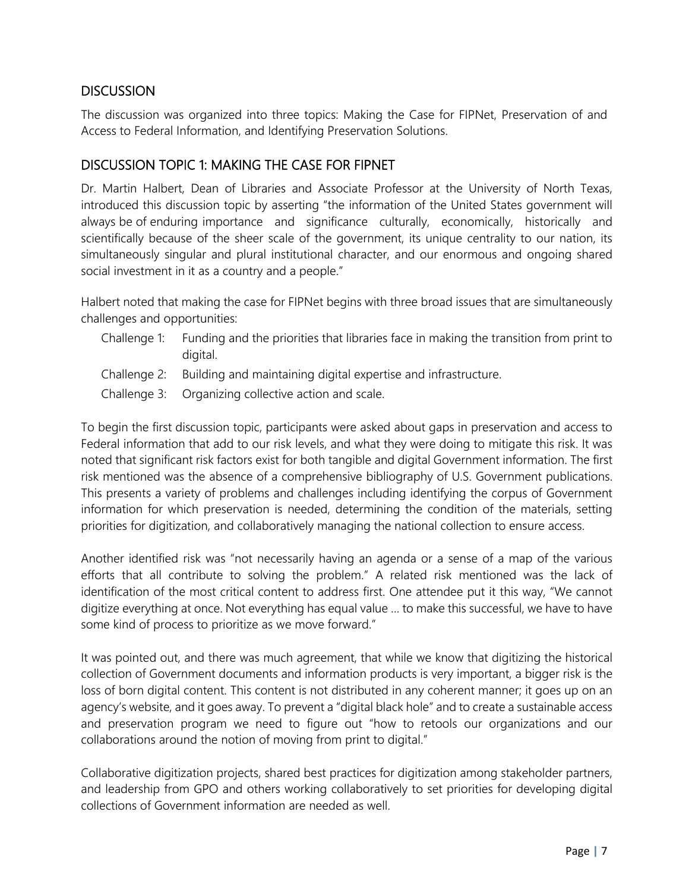## DISCUSSION

The discussion was organized into three topics: Making the Case for FIPNet, Preservation of and Access to Federal Information, and Identifying Preservation Solutions.

## DISCUSSION TOPIC 1: MAKING THE CASE FOR FIPNET

Dr. Martin Halbert, Dean of Libraries and Associate Professor at the University of North Texas, introduced this discussion topic by asserting "the information of the United States government will always be of enduring importance and significance culturally, economically, historically and scientifically because of the sheer scale of the government, its unique centrality to our nation, its simultaneously singular and plural institutional character, and our enormous and ongoing shared social investment in it as a country and a people."

Halbert noted that making the case for FIPNet begins with three broad issues that are simultaneously challenges and opportunities:

- Challenge 1: Funding and the priorities that libraries face in making the transition from print to digital.
- Challenge 2: Building and maintaining digital expertise and infrastructure.
- Challenge 3: Organizing collective action and scale.

To begin the first discussion topic, participants were asked about gaps in preservation and access to Federal information that add to our risk levels, and what they were doing to mitigate this risk. It was noted that significant risk factors exist for both tangible and digital Government information. The first risk mentioned was the absence of a comprehensive bibliography of U.S. Government publications. This presents a variety of problems and challenges including identifying the corpus of Government information for which preservation is needed, determining the condition of the materials, setting priorities for digitization, and collaboratively managing the national collection to ensure access.

Another identified risk was "not necessarily having an agenda or a sense of a map of the various efforts that all contribute to solving the problem." A related risk mentioned was the lack of identification of the most critical content to address first. One attendee put it this way, "We cannot digitize everything at once. Not everything has equal value … to make this successful, we have to have some kind of process to prioritize as we move forward."

It was pointed out, and there was much agreement, that while we know that digitizing the historical collection of Government documents and information products is very important, a bigger risk is the loss of born digital content. This content is not distributed in any coherent manner; it goes up on an agency's website, and it goes away. To prevent a "digital black hole" and to create a sustainable access and preservation program we need to figure out "how to retools our organizations and our collaborations around the notion of moving from print to digital."

Collaborative digitization projects, shared best practices for digitization among stakeholder partners, and leadership from GPO and others working collaboratively to set priorities for developing digital collections of Government information are needed as well.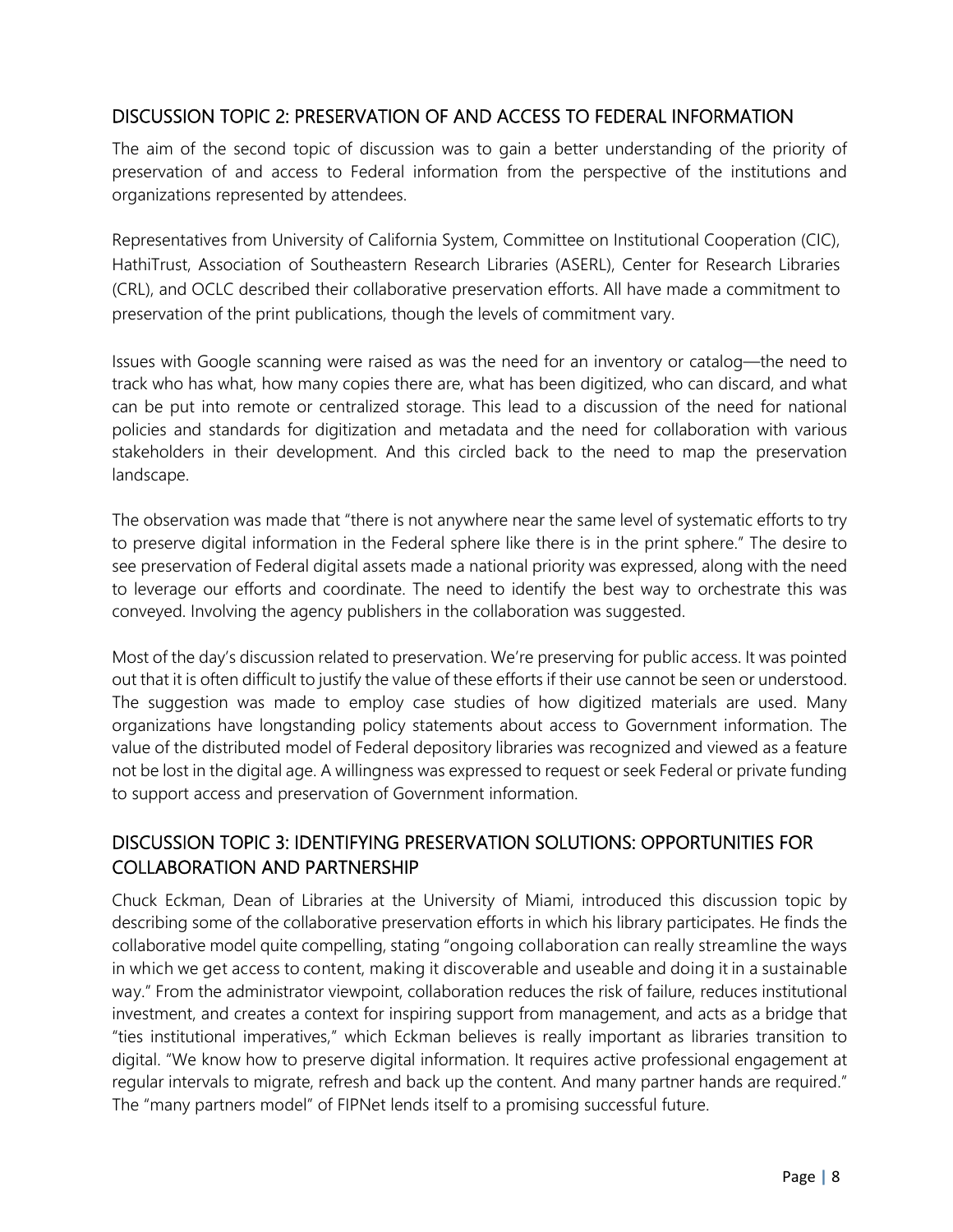## DISCUSSION TOPIC 2: PRESERVATION OF AND ACCESS TO FEDERAL INFORMATION

The aim of the second topic of discussion was to gain a better understanding of the priority of preservation of and access to Federal information from the perspective of the institutions and organizations represented by attendees.

Representatives from University of California System, Committee on Institutional Cooperation (CIC), HathiTrust, Association of Southeastern Research Libraries (ASERL), Center for Research Libraries (CRL), and OCLC described their collaborative preservation efforts. All have made a commitment to preservation of the print publications, though the levels of commitment vary.

Issues with Google scanning were raised as was the need for an inventory or catalog—the need to track who has what, how many copies there are, what has been digitized, who can discard, and what can be put into remote or centralized storage. This lead to a discussion of the need for national policies and standards for digitization and metadata and the need for collaboration with various stakeholders in their development. And this circled back to the need to map the preservation landscape.

The observation was made that "there is not anywhere near the same level of systematic efforts to try to preserve digital information in the Federal sphere like there is in the print sphere." The desire to see preservation of Federal digital assets made a national priority was expressed, along with the need to leverage our efforts and coordinate. The need to identify the best way to orchestrate this was conveyed. Involving the agency publishers in the collaboration was suggested.

Most of the day's discussion related to preservation. We're preserving for public access. It was pointed out that it is often difficult to justify the value of these efforts if their use cannot be seen or understood. The suggestion was made to employ case studies of how digitized materials are used. Many organizations have longstanding policy statements about access to Government information. The value of the distributed model of Federal depository libraries was recognized and viewed as a feature not be lost in the digital age. A willingness was expressed to request or seek Federal or private funding to support access and preservation of Government information.

## DISCUSSION TOPIC 3: IDENTIFYING PRESERVATION SOLUTIONS: OPPORTUNITIES FOR COLLABORATION AND PARTNERSHIP

Chuck Eckman, Dean of Libraries at the University of Miami, introduced this discussion topic by describing some of the collaborative preservation efforts in which his library participates. He finds the collaborative model quite compelling, stating "ongoing collaboration can really streamline the ways in which we get access to content, making it discoverable and useable and doing it in a sustainable way." From the administrator viewpoint, collaboration reduces the risk of failure, reduces institutional investment, and creates a context for inspiring support from management, and acts as a bridge that "ties institutional imperatives," which Eckman believes is really important as libraries transition to digital. "We know how to preserve digital information. It requires active professional engagement at regular intervals to migrate, refresh and back up the content. And many partner hands are required." The "many partners model" of FIPNet lends itself to a promising successful future.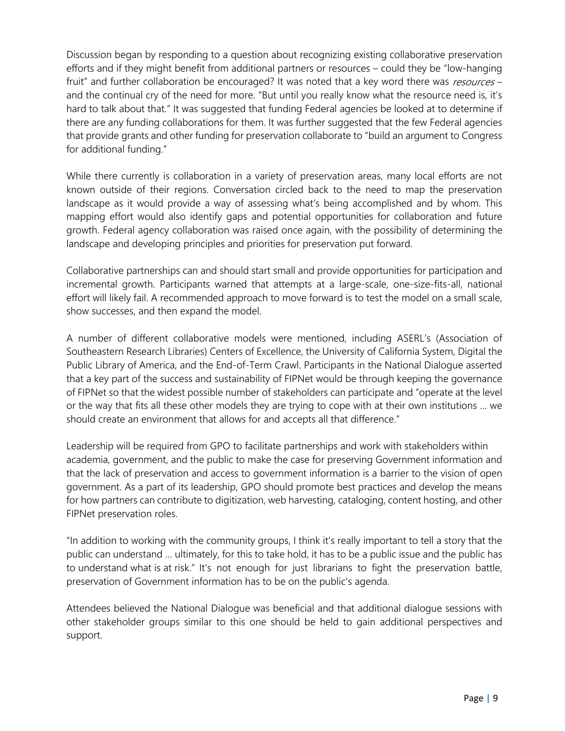Discussion began by responding to a question about recognizing existing collaborative preservation efforts and if they might benefit from additional partners or resources – could they be "low-hanging fruit" and further collaboration be encouraged? It was noted that a key word there was *resources* – and the continual cry of the need for more. "But until you really know what the resource need is, it's hard to talk about that." It was suggested that funding Federal agencies be looked at to determine if there are any funding collaborations for them. It was further suggested that the few Federal agencies that provide grants and other funding for preservation collaborate to "build an argument to Congress for additional funding."

While there currently is collaboration in a variety of preservation areas, many local efforts are not known outside of their regions. Conversation circled back to the need to map the preservation landscape as it would provide a way of assessing what's being accomplished and by whom. This mapping effort would also identify gaps and potential opportunities for collaboration and future growth. Federal agency collaboration was raised once again, with the possibility of determining the landscape and developing principles and priorities for preservation put forward.

Collaborative partnerships can and should start small and provide opportunities for participation and incremental growth. Participants warned that attempts at a large-scale, one-size-fits-all, national effort will likely fail. A recommended approach to move forward is to test the model on a small scale, show successes, and then expand the model.

A number of different collaborative models were mentioned, including ASERL's (Association of Southeastern Research Libraries) Centers of Excellence, the University of California System, Digital the Public Library of America, and the End-of-Term Crawl. Participants in the National Dialogue asserted that a key part of the success and sustainability of FIPNet would be through keeping the governance of FIPNet so that the widest possible number of stakeholders can participate and "operate at the level or the way that fits all these other models they are trying to cope with at their own institutions … we should create an environment that allows for and accepts all that difference."

Leadership will be required from GPO to facilitate partnerships and work with stakeholders within academia, government, and the public to make the case for preserving Government information and that the lack of preservation and access to government information is a barrier to the vision of open government. As a part of its leadership, GPO should promote best practices and develop the means for how partners can contribute to digitization, web harvesting, cataloging, content hosting, and other FIPNet preservation roles.

"In addition to working with the community groups, I think it's really important to tell a story that the public can understand … ultimately, for this to take hold, it has to be a public issue and the public has to understand what is at risk." It's not enough for just librarians to fight the preservation battle, preservation of Government information has to be on the public's agenda.

Attendees believed the National Dialogue was beneficial and that additional dialogue sessions with other stakeholder groups similar to this one should be held to gain additional perspectives and support.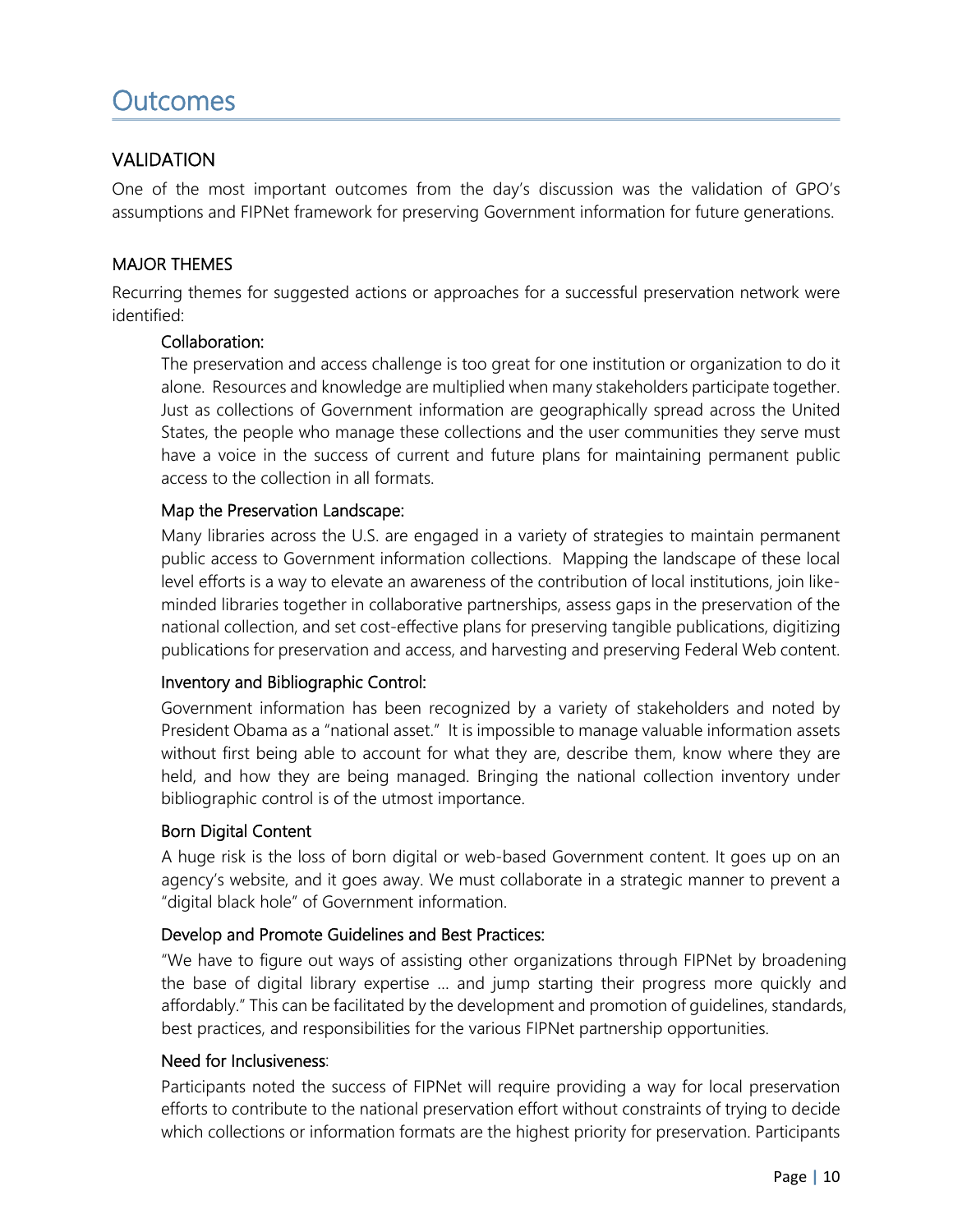# Outcomes

## VALIDATION

One of the most important outcomes from the day's discussion was the validation of GPO's assumptions and FIPNet framework for preserving Government information for future generations.

## MAJOR THEMES

Recurring themes for suggested actions or approaches for a successful preservation network were identified:

### Collaboration:

The preservation and access challenge is too great for one institution or organization to do it alone. Resources and knowledge are multiplied when many stakeholders participate together. Just as collections of Government information are geographically spread across the United States, the people who manage these collections and the user communities they serve must have a voice in the success of current and future plans for maintaining permanent public access to the collection in all formats.

### Map the Preservation Landscape:

Many libraries across the U.S. are engaged in a variety of strategies to maintain permanent public access to Government information collections. Mapping the landscape of these local level efforts is a way to elevate an awareness of the contribution of local institutions, join like-minded libraries together in collaborative partnerships, assess gaps in the preservation of the national collection, and set cost-effective plans for preserving tangible publications, digitizing publications for preservation and access, and harvesting and preserving Federal Web content.

### Inventory and Bibliographic Control:

Government information has been recognized by a variety of stakeholders and noted by President Obama as a "national asset." It is impossible to manage valuable information assets without first being able to account for what they are, describe them, know where they are held, and how they are being managed. Bringing the national collection inventory under bibliographic control is of the utmost importance.

### Born Digital Content

A huge risk is the loss of born digital or web-based Government content. It goes up on an agency's website, and it goes away. We must collaborate in a strategic manner to prevent a "digital black hole" of Government information.

### Develop and Promote Guidelines and Best Practices:

"We have to figure out ways of assisting other organizations through FIPNet by broadening the base of digital library expertise … and jump starting their progress more quickly and affordably." This can be facilitated by the development and promotion of guidelines, standards, best practices, and responsibilities for the various FIPNet partnership opportunities.

### Need for Inclusiveness:

Participants noted the success of FIPNet will require providing a way for local preservation efforts to contribute to the national preservation effort without constraints of trying to decide which collections or information formats are the highest priority for preservation. Participants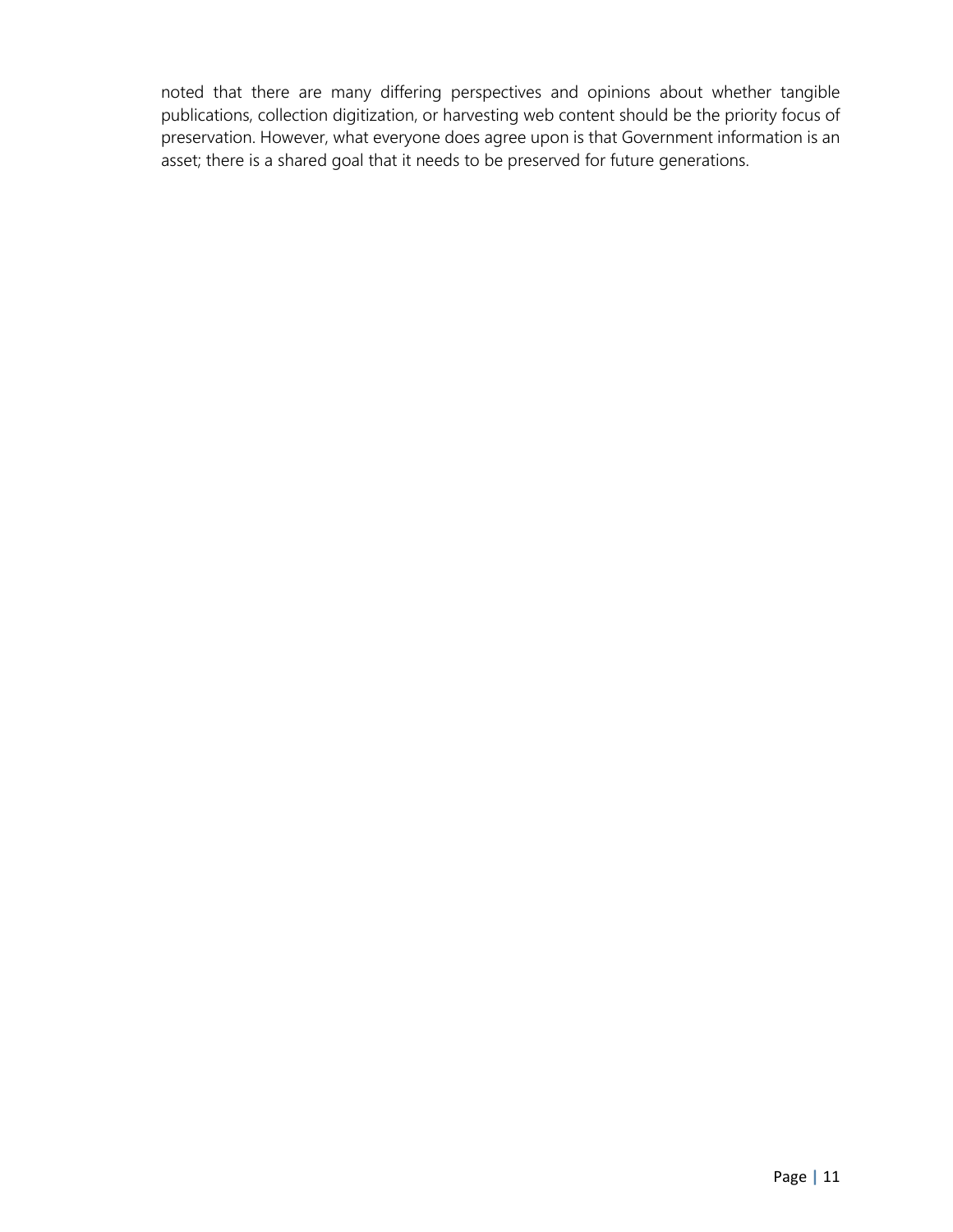noted that there are many differing perspectives and opinions about whether tangible publications, collection digitization, or harvesting web content should be the priority focus of preservation. However, what everyone does agree upon is that Government information is an asset; there is a shared goal that it needs to be preserved for future generations.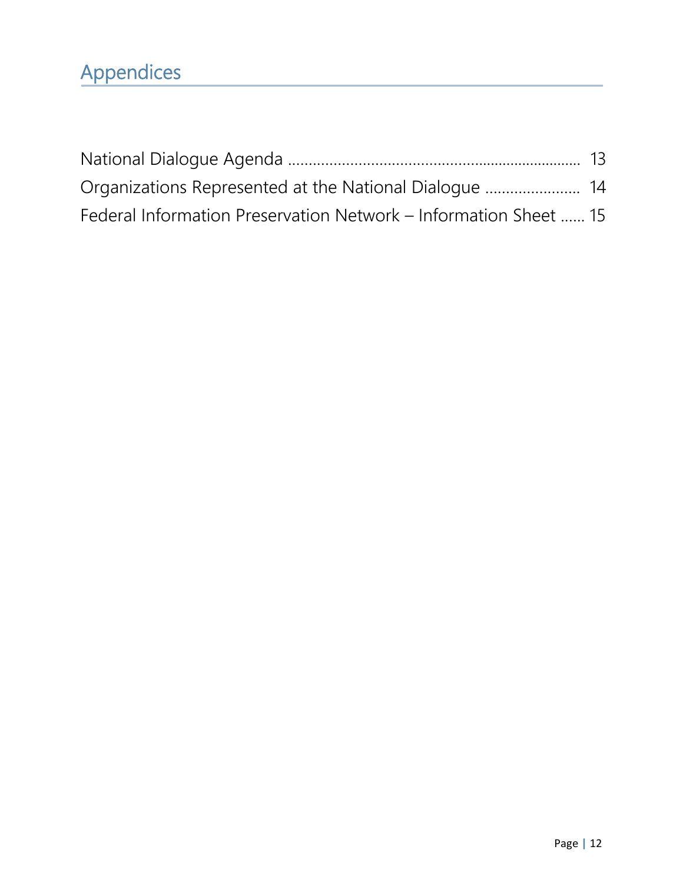# Appendices

National Dialogue Agenda ........................................................................ 13
Organizations Represented at the National Dialogue ....................... 14
Federal Information Preservation Network – Information Sheet ...... 15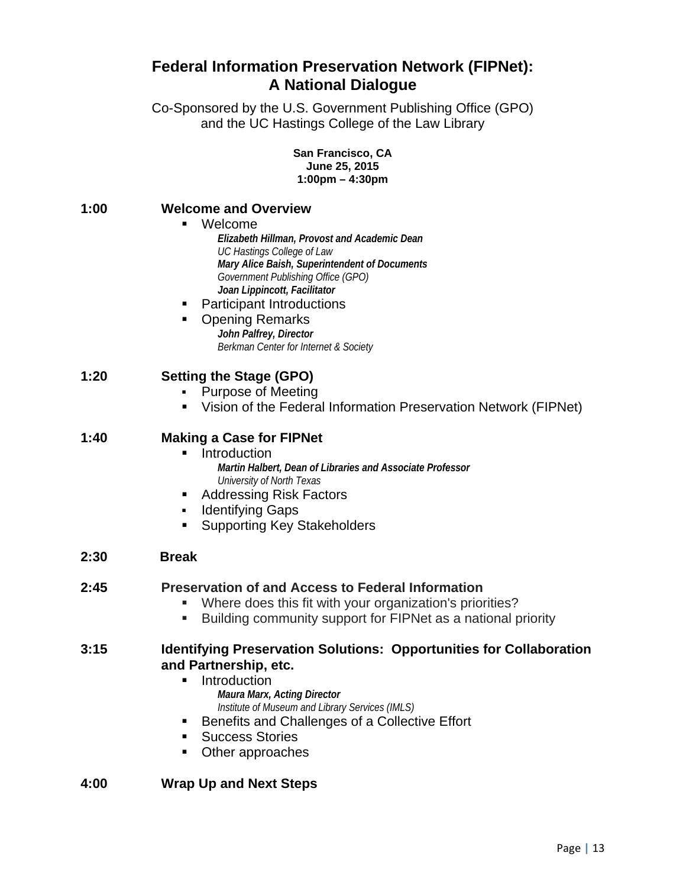# Federal Information Preservation Network (FIPNet): A National Dialogue

Co-Sponsored by the U.S. Government Publishing Office (GPO) and the UC Hastings College of the Law Library

**San Francisco, CA**
**June 25, 2015**
**1:00pm – 4:30pm**

**1:00 Welcome and Overview**

- Welcome
  - ***Elizabeth Hillman, Provost and Academic Dean***
    *UC Hastings College of Law*
  - ***Mary Alice Baish, Superintendent of Documents***
    *Government Publishing Office (GPO)*
  - ***Joan Lippincott, Facilitator***
- Participant Introductions
- Opening Remarks
  - ***John Palfrey, Director***
    *Berkman Center for Internet & Society*

**1:20 Setting the Stage (GPO)**

- Purpose of Meeting
- Vision of the Federal Information Preservation Network (FIPNet)

**1:40 Making a Case for FIPNet**

- Introduction
  - ***Martin Halbert, Dean of Libraries and Associate Professor***
    *University of North Texas*
- Addressing Risk Factors
- Identifying Gaps
- Supporting Key Stakeholders

**2:30 Break**

**2:45 Preservation of and Access to Federal Information**

- Where does this fit with your organization's priorities?
- Building community support for FIPNet as a national priority

**3:15 Identifying Preservation Solutions: Opportunities for Collaboration and Partnership, etc.**

- Introduction
  - ***Maura Marx, Acting Director***
    *Institute of Museum and Library Services (IMLS)*
- Benefits and Challenges of a Collective Effort
- Success Stories
- Other approaches

**4:00 Wrap Up and Next Steps**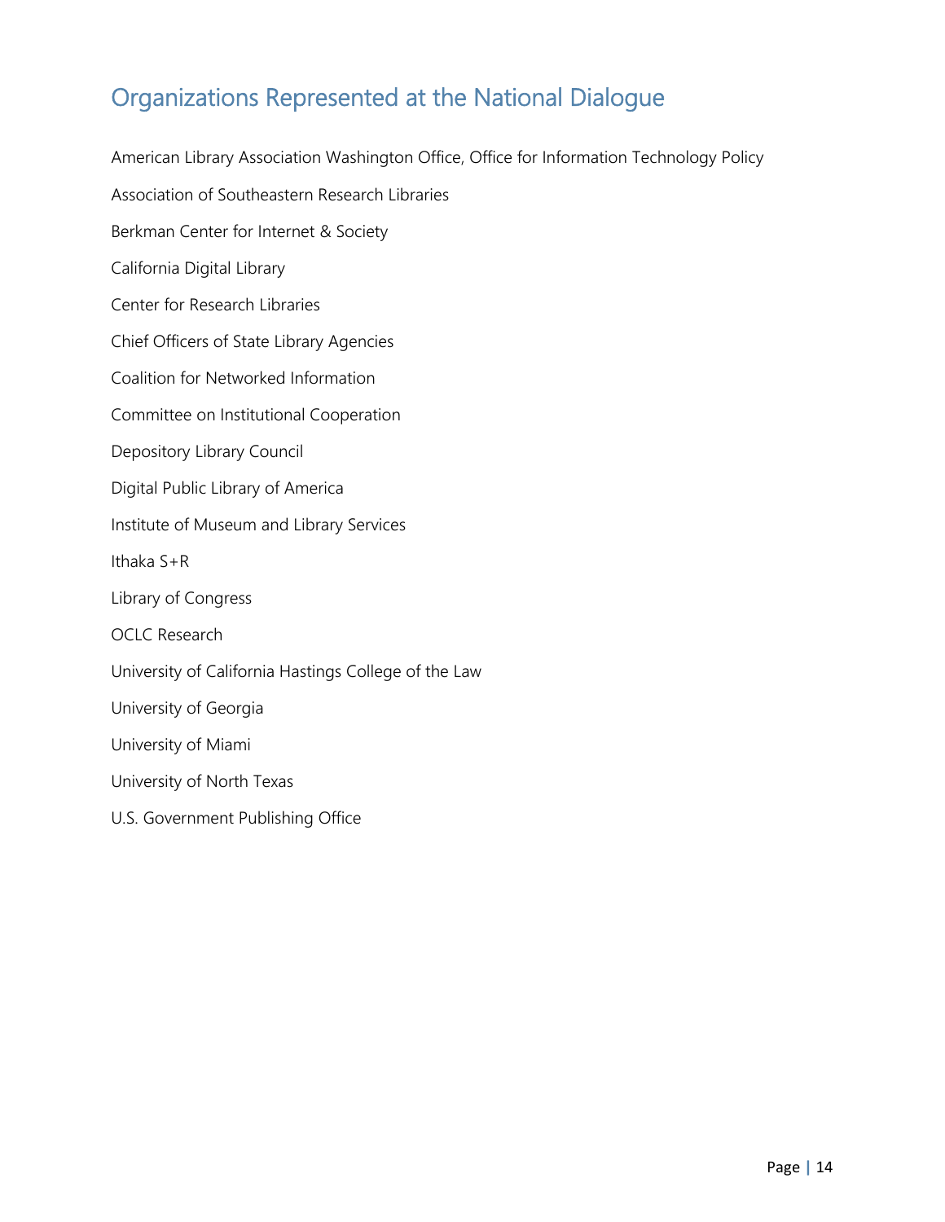## Organizations Represented at the National Dialogue

American Library Association Washington Office, Office for Information Technology Policy

Association of Southeastern Research Libraries

Berkman Center for Internet & Society

California Digital Library

Center for Research Libraries

Chief Officers of State Library Agencies

Coalition for Networked Information

Committee on Institutional Cooperation

Depository Library Council

Digital Public Library of America

Institute of Museum and Library Services

Ithaka S+R

Library of Congress

OCLC Research

University of California Hastings College of the Law

University of Georgia

University of Miami

University of North Texas

U.S. Government Publishing Office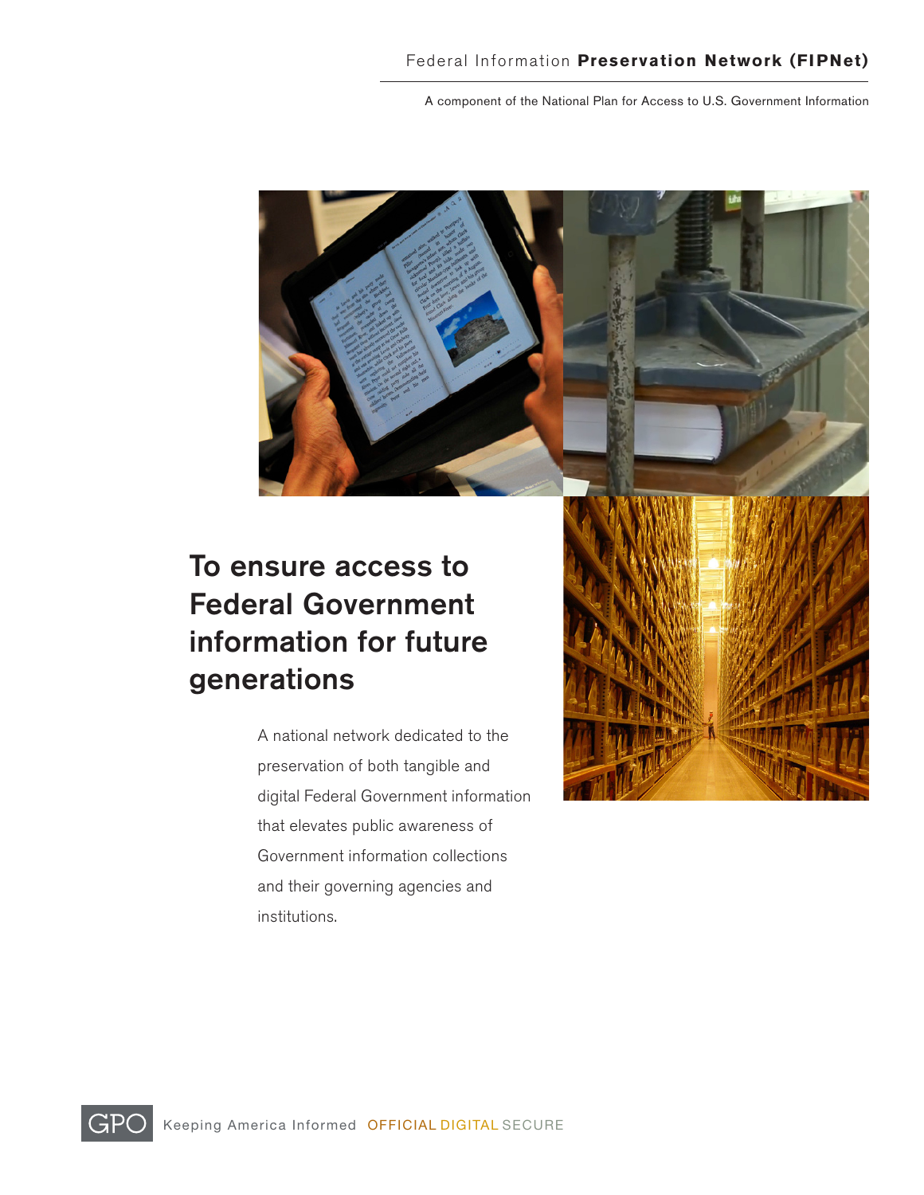Federal Information **Preservation Network (FIPNet)**

A component of the National Plan for Access to U.S. Government Information

# To ensure access to Federal Government information for future generations

A national network dedicated to the preservation of both tangible and digital Federal Government information that elevates public awareness of Government information collections and their governing agencies and institutions.

GPO Keeping America Informed OFFICIAL DIGITAL SECURE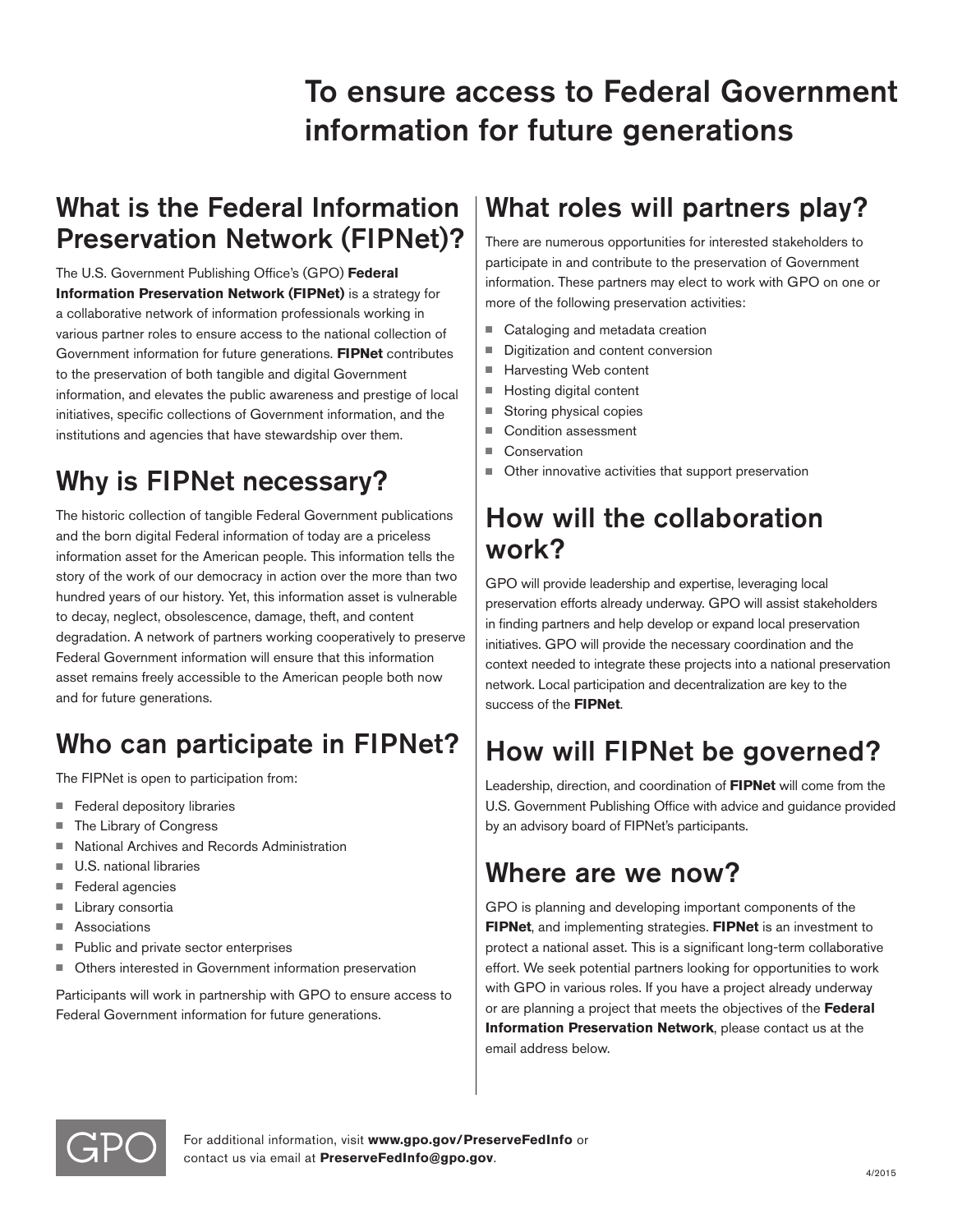# To ensure access to Federal Government information for future generations

## What is the Federal Information Preservation Network (FIPNet)?

The U.S. Government Publishing Office's (GPO) **Federal Information Preservation Network (FIPNet)** is a strategy for a collaborative network of information professionals working in various partner roles to ensure access to the national collection of Government information for future generations. **FIPNet** contributes to the preservation of both tangible and digital Government information, and elevates the public awareness and prestige of local initiatives, specific collections of Government information, and the institutions and agencies that have stewardship over them.

## Why is FIPNet necessary?

The historic collection of tangible Federal Government publications and the born digital Federal information of today are a priceless information asset for the American people. This information tells the story of the work of our democracy in action over the more than two hundred years of our history. Yet, this information asset is vulnerable to decay, neglect, obsolescence, damage, theft, and content degradation. A network of partners working cooperatively to preserve Federal Government information will ensure that this information asset remains freely accessible to the American people both now and for future generations.

## Who can participate in FIPNet?

The FIPNet is open to participation from:

- Federal depository libraries
- The Library of Congress
- National Archives and Records Administration
- U.S. national libraries
- Federal agencies
- Library consortia
- Associations
- Public and private sector enterprises
- Others interested in Government information preservation

Participants will work in partnership with GPO to ensure access to Federal Government information for future generations.

## What roles will partners play?

There are numerous opportunities for interested stakeholders to participate in and contribute to the preservation of Government information. These partners may elect to work with GPO on one or more of the following preservation activities:

- Cataloging and metadata creation
- Digitization and content conversion
- Harvesting Web content
- Hosting digital content
- Storing physical copies
- Condition assessment
- Conservation
- Other innovative activities that support preservation

## How will the collaboration work?

GPO will provide leadership and expertise, leveraging local preservation efforts already underway. GPO will assist stakeholders in finding partners and help develop or expand local preservation initiatives. GPO will provide the necessary coordination and the context needed to integrate these projects into a national preservation network. Local participation and decentralization are key to the success of the **FIPNet**.

## How will FIPNet be governed?

Leadership, direction, and coordination of **FIPNet** will come from the U.S. Government Publishing Office with advice and guidance provided by an advisory board of FIPNet's participants.

## Where are we now?

GPO is planning and developing important components of the **FIPNet**, and implementing strategies. **FIPNet** is an investment to protect a national asset. This is a significant long-term collaborative effort. We seek potential partners looking for opportunities to work with GPO in various roles. If you have a project already underway or are planning a project that meets the objectives of the **Federal Information Preservation Network**, please contact us at the email address below.

GPO

For additional information, visit **www.gpo.gov/PreserveFedInfo** or contact us via email at **PreserveFedInfo@gpo.gov**.

4/2015